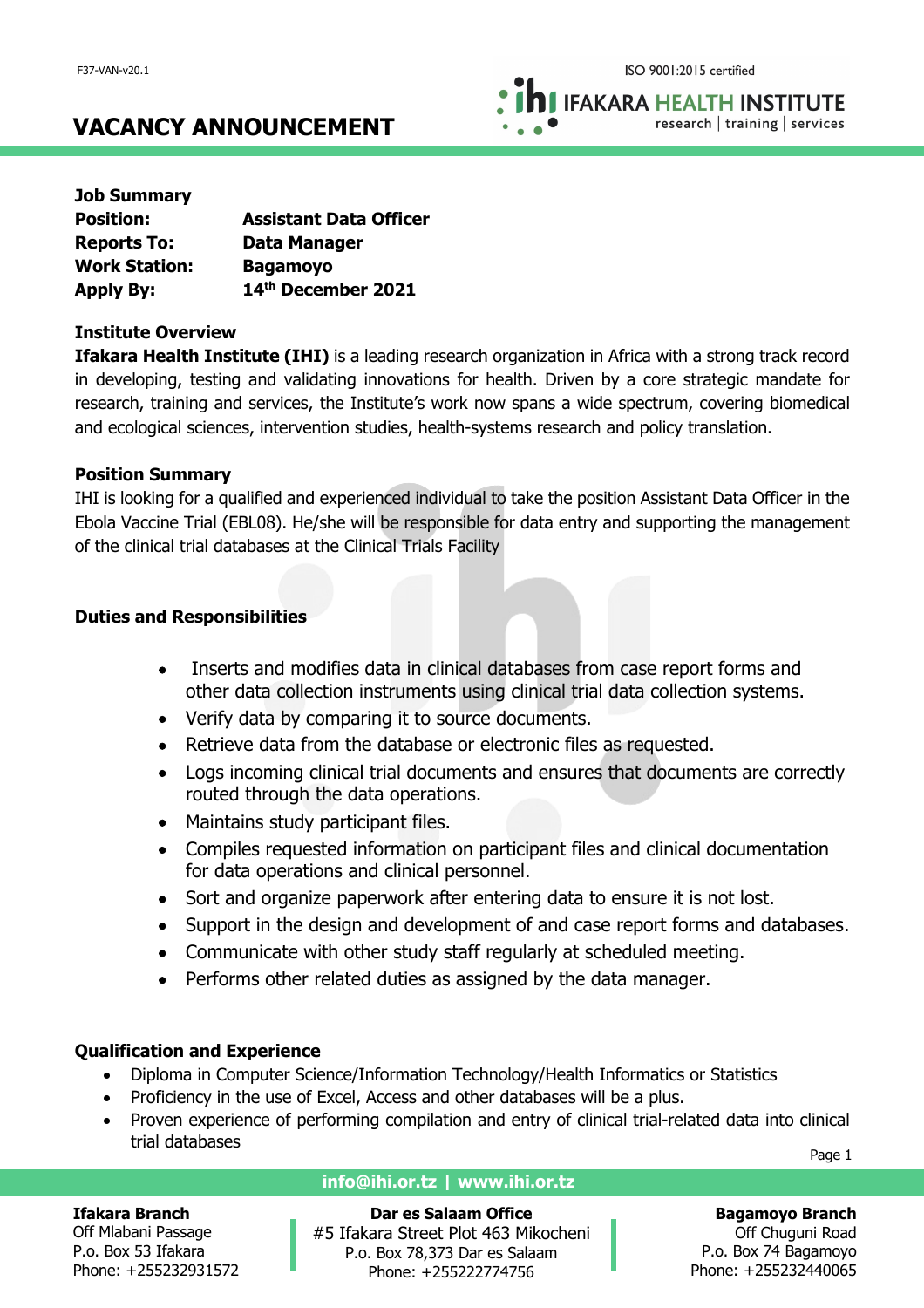F37-VAN-v20.1

ISO 9001:2015 certified

IFAKARA HEALTH INSTITUTE
research | training | services

# VACANCY ANNOUNCEMENT

**Job Summary**

| | |
|---|---|
| **Position:** | **Assistant Data Officer** |
| **Reports To:** | **Data Manager** |
| **Work Station:** | **Bagamoyo** |
| **Apply By:** | **14th December 2021** |

**Institute Overview**

**Ifakara Health Institute (IHI)** is a leading research organization in Africa with a strong track record in developing, testing and validating innovations for health. Driven by a core strategic mandate for research, training and services, the Institute's work now spans a wide spectrum, covering biomedical and ecological sciences, intervention studies, health-systems research and policy translation.

**Position Summary**

IHI is looking for a qualified and experienced individual to take the position Assistant Data Officer in the Ebola Vaccine Trial (EBL08). He/she will be responsible for data entry and supporting the management of the clinical trial databases at the Clinical Trials Facility

**Duties and Responsibilities**

- Inserts and modifies data in clinical databases from case report forms and other data collection instruments using clinical trial data collection systems.
- Verify data by comparing it to source documents.
- Retrieve data from the database or electronic files as requested.
- Logs incoming clinical trial documents and ensures that documents are correctly routed through the data operations.
- Maintains study participant files.
- Compiles requested information on participant files and clinical documentation for data operations and clinical personnel.
- Sort and organize paperwork after entering data to ensure it is not lost.
- Support in the design and development of and case report forms and databases.
- Communicate with other study staff regularly at scheduled meeting.
- Performs other related duties as assigned by the data manager.

**Qualification and Experience**

- Diploma in Computer Science/Information Technology/Health Informatics or Statistics
- Proficiency in the use of Excel, Access and other databases will be a plus.
- Proven experience of performing compilation and entry of clinical trial-related data into clinical trial databases

**info@ihi.or.tz | www.ihi.or.tz**

**Ifakara Branch**
Off Mlabani Passage
P.o. Box 53 Ifakara
Phone: +255232931572

**Dar es Salaam Office**
#5 Ifakara Street Plot 463 Mikocheni
P.o. Box 78,373 Dar es Salaam
Phone: +255222774756

**Bagamoyo Branch**
Off Chuguni Road
P.o. Box 74 Bagamoyo
Phone: +255232440065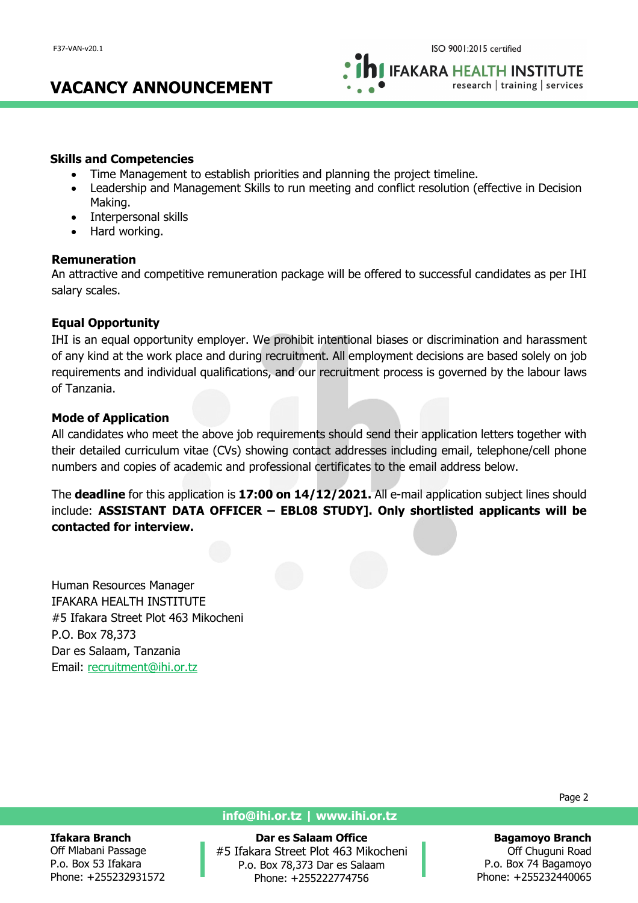## Skills and Competencies

- Time Management to establish priorities and planning the project timeline.
- Leadership and Management Skills to run meeting and conflict resolution (effective in Decision Making.
- Interpersonal skills
- Hard working.

## Remuneration

An attractive and competitive remuneration package will be offered to successful candidates as per IHI salary scales.

## Equal Opportunity

IHI is an equal opportunity employer. We prohibit intentional biases or discrimination and harassment of any kind at the work place and during recruitment. All employment decisions are based solely on job requirements and individual qualifications, and our recruitment process is governed by the labour laws of Tanzania.

## Mode of Application

All candidates who meet the above job requirements should send their application letters together with their detailed curriculum vitae (CVs) showing contact addresses including email, telephone/cell phone numbers and copies of academic and professional certificates to the email address below.

The **deadline** for this application is **17:00 on 14/12/2021.** All e-mail application subject lines should include: **ASSISTANT DATA OFFICER – EBL08 STUDY]. Only shortlisted applicants will be contacted for interview.**

Human Resources Manager
IFAKARA HEALTH INSTITUTE
#5 Ifakara Street Plot 463 Mikocheni
P.O. Box 78,373
Dar es Salaam, Tanzania
Email: recruitment@ihi.or.tz